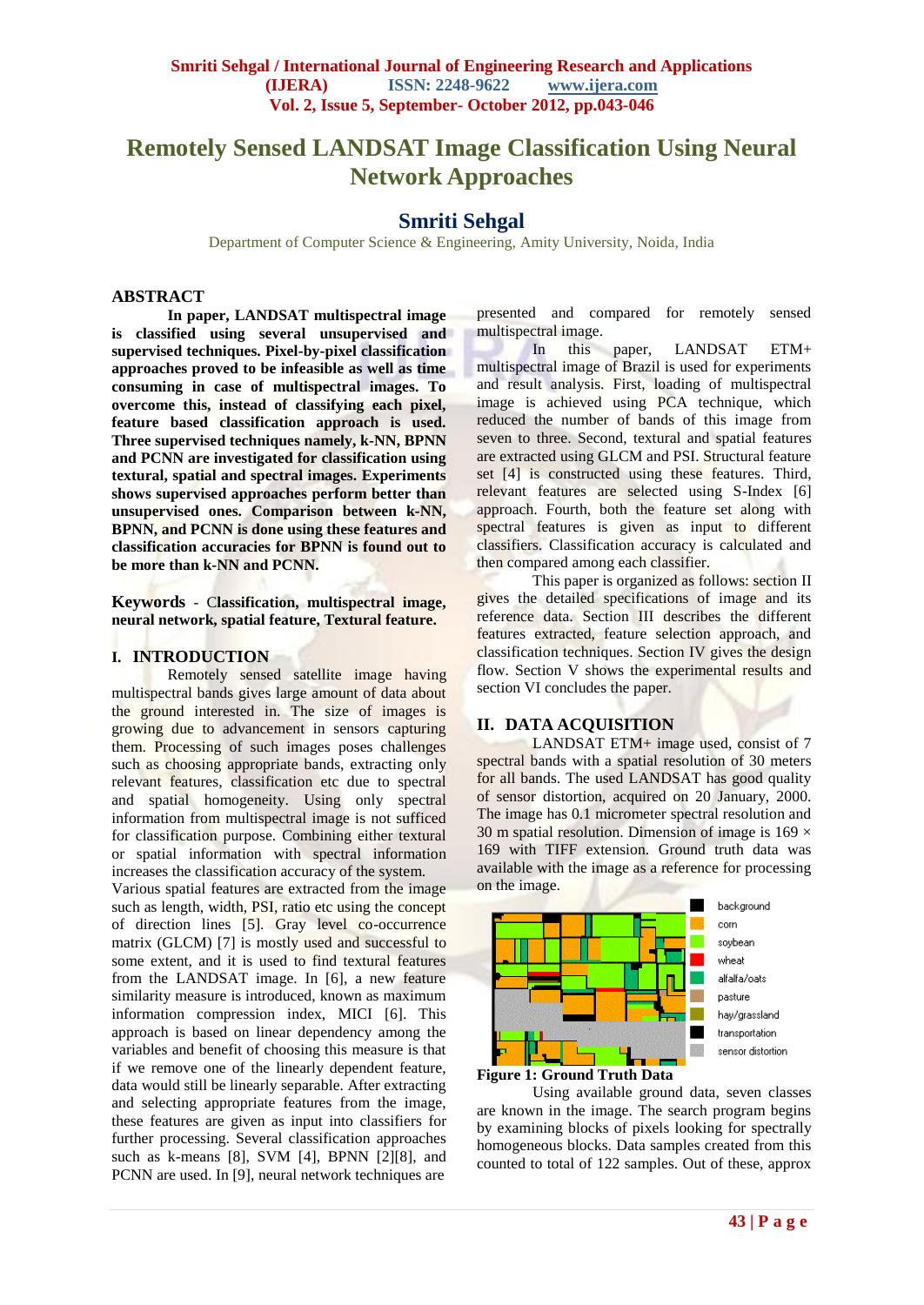# Remotely Sensed LANDSAT Image Classification Using Neural Network Approaches

## Smriti Sehgal

Department of Computer Science & Engineering, Amity University, Noida, India

## ABSTRACT

**In paper, LANDSAT multispectral image is classified using several unsupervised and supervised techniques. Pixel-by-pixel classification approaches proved to be infeasible as well as time consuming in case of multispectral images. To overcome this, instead of classifying each pixel, feature based classification approach is used. Three supervised techniques namely, k-NN, BPNN and PCNN are investigated for classification using textural, spatial and spectral images. Experiments shows supervised approaches perform better than unsupervised ones. Comparison between k-NN, BPNN, and PCNN is done using these features and classification accuracies for BPNN is found out to be more than k-NN and PCNN.**

**Keywords** - **Classification, multispectral image, neural network, spatial feature, Textural feature.**

## I. INTRODUCTION

Remotely sensed satellite image having multispectral bands gives large amount of data about the ground interested in. The size of images is growing due to advancement in sensors capturing them. Processing of such images poses challenges such as choosing appropriate bands, extracting only relevant features, classification etc due to spectral and spatial homogeneity. Using only spectral information from multispectral image is not sufficed for classification purpose. Combining either textural or spatial information with spectral information increases the classification accuracy of the system.

Various spatial features are extracted from the image such as length, width, PSI, ratio etc using the concept of direction lines [5]. Gray level co-occurrence matrix (GLCM) [7] is mostly used and successful to some extent, and it is used to find textural features from the LANDSAT image. In [6], a new feature similarity measure is introduced, known as maximum information compression index, MICI [6]. This approach is based on linear dependency among the variables and benefit of choosing this measure is that if we remove one of the linearly dependent feature, data would still be linearly separable. After extracting and selecting appropriate features from the image, these features are given as input into classifiers for further processing. Several classification approaches such as k-means [8], SVM [4], BPNN [2][8], and PCNN are used. In [9], neural network techniques are presented and compared for remotely sensed multispectral image.

In this paper, LANDSAT ETM+ multispectral image of Brazil is used for experiments and result analysis. First, loading of multispectral image is achieved using PCA technique, which reduced the number of bands of this image from seven to three. Second, textural and spatial features are extracted using GLCM and PSI. Structural feature set [4] is constructed using these features. Third, relevant features are selected using S-Index [6] approach. Fourth, both the feature set along with spectral features is given as input to different classifiers. Classification accuracy is calculated and then compared among each classifier.

This paper is organized as follows: section II gives the detailed specifications of image and its reference data. Section III describes the different features extracted, feature selection approach, and classification techniques. Section IV gives the design flow. Section V shows the experimental results and section VI concludes the paper.

## II. DATA ACQUISITION

LANDSAT ETM+ image used, consist of 7 spectral bands with a spatial resolution of 30 meters for all bands. The used LANDSAT has good quality of sensor distortion, acquired on 20 January, 2000. The image has 0.1 micrometer spectral resolution and 30 m spatial resolution. Dimension of image is 169 × 169 with TIFF extension. Ground truth data was available with the image as a reference for processing on the image.

**Figure 1: Ground Truth Data**

Using available ground data, seven classes are known in the image. The search program begins by examining blocks of pixels looking for spectrally homogeneous blocks. Data samples created from this counted to total of 122 samples. Out of these, approx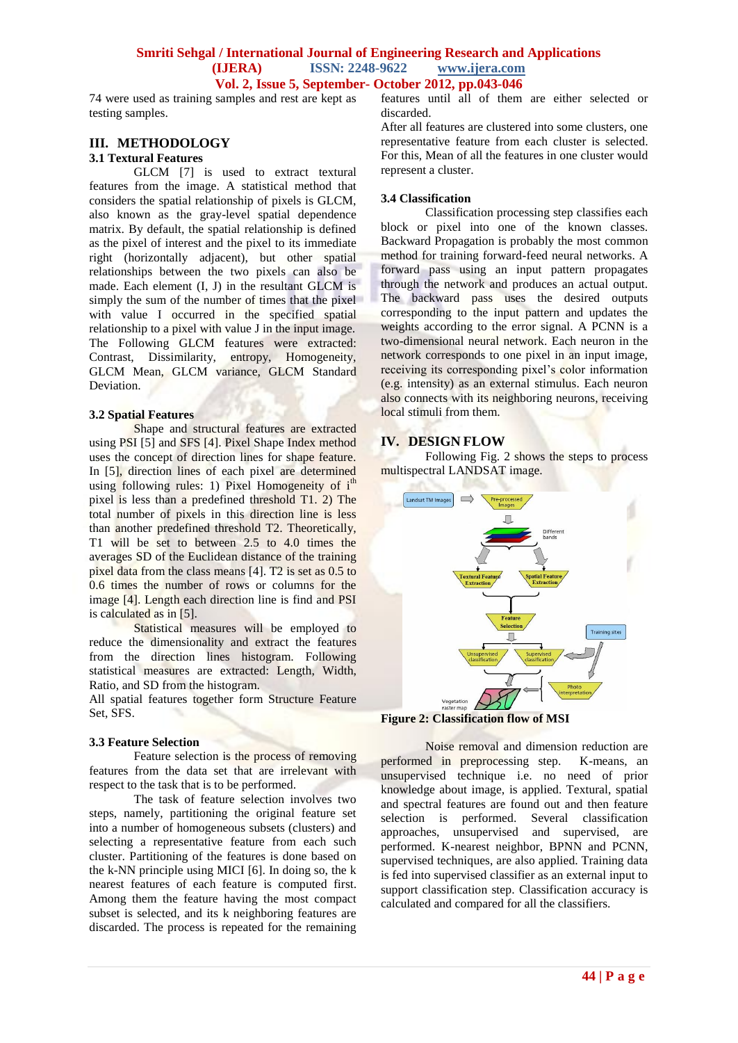74 were used as training samples and rest are kept as testing samples.

## III. METHODOLOGY

### 3.1 Textural Features

GLCM [7] is used to extract textural features from the image. A statistical method that considers the spatial relationship of pixels is GLCM, also known as the gray-level spatial dependence matrix. By default, the spatial relationship is defined as the pixel of interest and the pixel to its immediate right (horizontally adjacent), but other spatial relationships between the two pixels can also be made. Each element (I, J) in the resultant GLCM is simply the sum of the number of times that the pixel with value I occurred in the specified spatial relationship to a pixel with value J in the input image. The Following GLCM features were extracted: Contrast, Dissimilarity, entropy, Homogeneity, GLCM Mean, GLCM variance, GLCM Standard Deviation.

### 3.2 Spatial Features

Shape and structural features are extracted using PSI [5] and SFS [4]. Pixel Shape Index method uses the concept of direction lines for shape feature. In [5], direction lines of each pixel are determined using following rules: 1) Pixel Homogeneity of $i^{th}$ pixel is less than a predefined threshold T1. 2) The total number of pixels in this direction line is less than another predefined threshold T2. Theoretically, T1 will be set to between 2.5 to 4.0 times the averages SD of the Euclidean distance of the training pixel data from the class means [4]. T2 is set as 0.5 to 0.6 times the number of rows or columns for the image [4]. Length each direction line is find and PSI is calculated as in [5].

Statistical measures will be employed to reduce the dimensionality and extract the features from the direction lines histogram. Following statistical measures are extracted: Length, Width, Ratio, and SD from the histogram.

All spatial features together form Structure Feature Set, SFS.

### 3.3 Feature Selection

Feature selection is the process of removing features from the data set that are irrelevant with respect to the task that is to be performed.

The task of feature selection involves two steps, namely, partitioning the original feature set into a number of homogeneous subsets (clusters) and selecting a representative feature from each such cluster. Partitioning of the features is done based on the k-NN principle using MICI [6]. In doing so, the k nearest features of each feature is computed first. Among them the feature having the most compact subset is selected, and its k neighboring features are discarded. The process is repeated for the remaining features until all of them are either selected or discarded.

After all features are clustered into some clusters, one representative feature from each cluster is selected. For this, Mean of all the features in one cluster would represent a cluster.

### 3.4 Classification

Classification processing step classifies each block or pixel into one of the known classes. Backward Propagation is probably the most common method for training forward-feed neural networks. A forward pass using an input pattern propagates through the network and produces an actual output. The backward pass uses the desired outputs corresponding to the input pattern and updates the weights according to the error signal. A PCNN is a two-dimensional neural network. Each neuron in the network corresponds to one pixel in an input image, receiving its corresponding pixel's color information (e.g. intensity) as an external stimulus. Each neuron also connects with its neighboring neurons, receiving local stimuli from them.

## IV. DESIGN FLOW

Following Fig. 2 shows the steps to process multispectral LANDSAT image.

**Figure 2: Classification flow of MSI**

Noise removal and dimension reduction are performed in preprocessing step. K-means, an unsupervised technique i.e. no need of prior knowledge about image, is applied. Textural, spatial and spectral features are found out and then feature selection is performed. Several classification approaches, unsupervised and supervised, are performed. K-nearest neighbor, BPNN and PCNN, supervised techniques, are also applied. Training data is fed into supervised classifier as an external input to support classification step. Classification accuracy is calculated and compared for all the classifiers.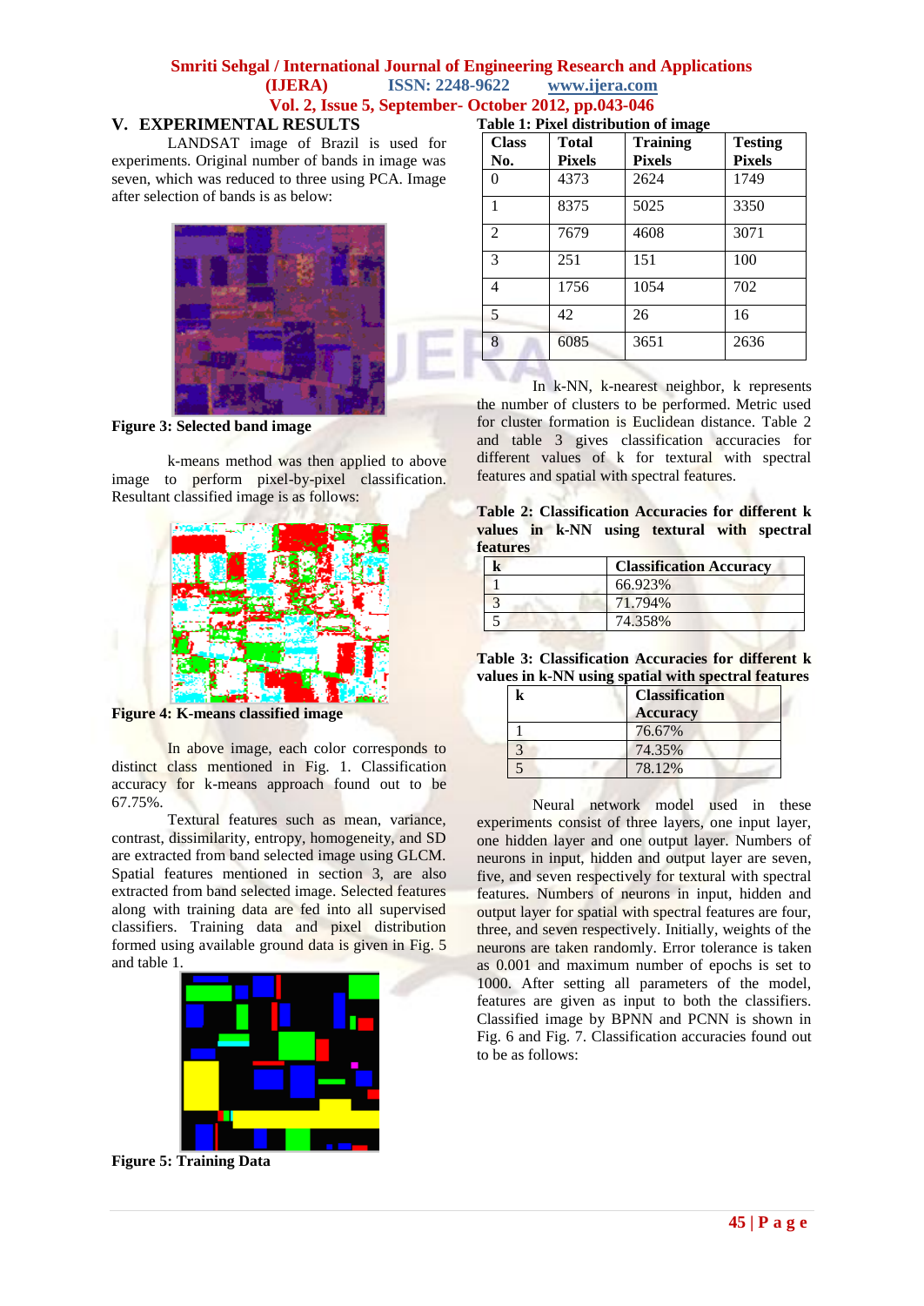## V. EXPERIMENTAL RESULTS

LANDSAT image of Brazil is used for experiments. Original number of bands in image was seven, which was reduced to three using PCA. Image after selection of bands is as below:

**Figure 3: Selected band image**

k-means method was then applied to above image to perform pixel-by-pixel classification. Resultant classified image is as follows:

**Figure 4: K-means classified image**

In above image, each color corresponds to distinct class mentioned in Fig. 1. Classification accuracy for k-means approach found out to be 67.75%.

Textural features such as mean, variance, contrast, dissimilarity, entropy, homogeneity, and SD are extracted from band selected image using GLCM. Spatial features mentioned in section 3, are also extracted from band selected image. Selected features along with training data are fed into all supervised classifiers. Training data and pixel distribution formed using available ground data is given in Fig. 5 and table 1.

**Figure 5: Training Data**

**Table 1: Pixel distribution of image**

| Class No. | Total Pixels | Training Pixels | Testing Pixels |
|---|---|---|---|
| 0 | 4373 | 2624 | 1749 |
| 1 | 8375 | 5025 | 3350 |
| 2 | 7679 | 4608 | 3071 |
| 3 | 251 | 151 | 100 |
| 4 | 1756 | 1054 | 702 |
| 5 | 42 | 26 | 16 |
| 8 | 6085 | 3651 | 2636 |

In k-NN, k-nearest neighbor, k represents the number of clusters to be performed. Metric used for cluster formation is Euclidean distance. Table 2 and table 3 gives classification accuracies for different values of k for textural with spectral features and spatial with spectral features.

**Table 2: Classification Accuracies for different k values in k-NN using textural with spectral features**

| k | Classification Accuracy |
|---|---|
| 1 | 66.923% |
| 3 | 71.794% |
| 5 | 74.358% |

**Table 3: Classification Accuracies for different k values in k-NN using spatial with spectral features**

| k | Classification Accuracy |
|---|---|
| 1 | 76.67% |
| 3 | 74.35% |
| 5 | 78.12% |

Neural network model used in these experiments consist of three layers, one input layer, one hidden layer and one output layer. Numbers of neurons in input, hidden and output layer are seven, five, and seven respectively for textural with spectral features. Numbers of neurons in input, hidden and output layer for spatial with spectral features are four, three, and seven respectively. Initially, weights of the neurons are taken randomly. Error tolerance is taken as 0.001 and maximum number of epochs is set to 1000. After setting all parameters of the model, features are given as input to both the classifiers. Classified image by BPNN and PCNN is shown in Fig. 6 and Fig. 7. Classification accuracies found out to be as follows: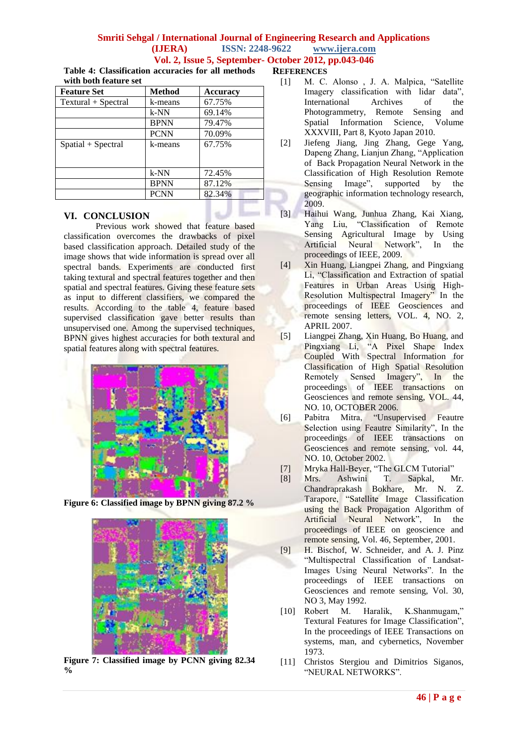Table 4: Classification accuracies for all methods with both feature set

| Feature Set | Method | Accuracy |
|---|---|---|
| Textural + Spectral | k-means | 67.75% |
| | k-NN | 69.14% |
| | BPNN | 79.47% |
| | PCNN | 70.09% |
| Spatial + Spectral | k-means | 67.75% |
| | k-NN | 72.45% |
| | BPNN | 87.12% |
| | PCNN | 82.34% |

## VI. CONCLUSION

Previous work showed that feature based classification overcomes the drawbacks of pixel based classification approach. Detailed study of the image shows that wide information is spread over all spectral bands. Experiments are conducted first taking textural and spectral features together and then spatial and spectral features. Giving these feature sets as input to different classifiers, we compared the results. According to the table 4, feature based supervised classification gave better results than unsupervised one. Among the supervised techniques, BPNN gives highest accuracies for both textural and spatial features along with spectral features.

**Figure 6: Classified image by BPNN giving 87.2 %**

**Figure 7: Classified image by PCNN giving 82.34 %**

## REFERENCES

[1] M. C. Alonso , J. A. Malpica, "Satellite Imagery classification with lidar data", International Archives of the Photogrammetry, Remote Sensing and Spatial Information Science, Volume XXXVIII, Part 8, Kyoto Japan 2010.

[2] Jiefeng Jiang, Jing Zhang, Gege Yang, Dapeng Zhang, Lianjun Zhang, "Application of Back Propagation Neural Network in the Classification of High Resolution Remote Sensing Image", supported by the geographic information technology research, 2009.

[3] Haihui Wang, Junhua Zhang, Kai Xiang, Yang Liu, "Classification of Remote Sensing Agricultural Image by Using Artificial Neural Network", In the proceedings of IEEE, 2009.

[4] Xin Huang, Liangpei Zhang, and Pingxiang Li, "Classification and Extraction of spatial Features in Urban Areas Using High-Resolution Multispectral Imagery" In the proceedings of IEEE Geosciences and remote sensing letters, VOL. 4, NO. 2, APRIL 2007.

[5] Liangpei Zhang, Xin Huang, Bo Huang, and Pingxiang Li, "A Pixel Shape Index Coupled With Spectral Information for Classification of High Spatial Resolution Remotely Sensed Imagery", In the proceedings of IEEE transactions on Geosciences and remote sensing, VOL. 44, NO. 10, OCTOBER 2006.

[6] Pabitra Mitra, "Unsupervised Feautre Selection using Feautre Similarity", In the proceedings of IEEE transactions on Geosciences and remote sensing, vol. 44, NO. 10, October 2002.

[7] Mryka Hall-Beyer, "The GLCM Tutorial"

[8] Mrs. Ashwini T. Sapkal, Mr. Chandraprakash Bokhare, Mr. N. Z. Tarapore, "Satellite Image Classification using the Back Propagation Algorithm of Artificial Neural Network", In the proceedings of IEEE on geoscience and remote sensing, Vol. 46, September, 2001.

[9] H. Bischof, W. Schneider, and A. J. Pinz "Multispectral Classification of Landsat-Images Using Neural Networks". In the proceedings of IEEE transactions on Geosciences and remote sensing, Vol. 30, NO 3, May 1992.

[10] Robert M. Haralik, K.Shanmugam," Textural Features for Image Classification", In the proceedings of IEEE Transactions on systems, man, and cybernetics, November 1973.

[11] Christos Stergiou and Dimitrios Siganos, "NEURAL NETWORKS".